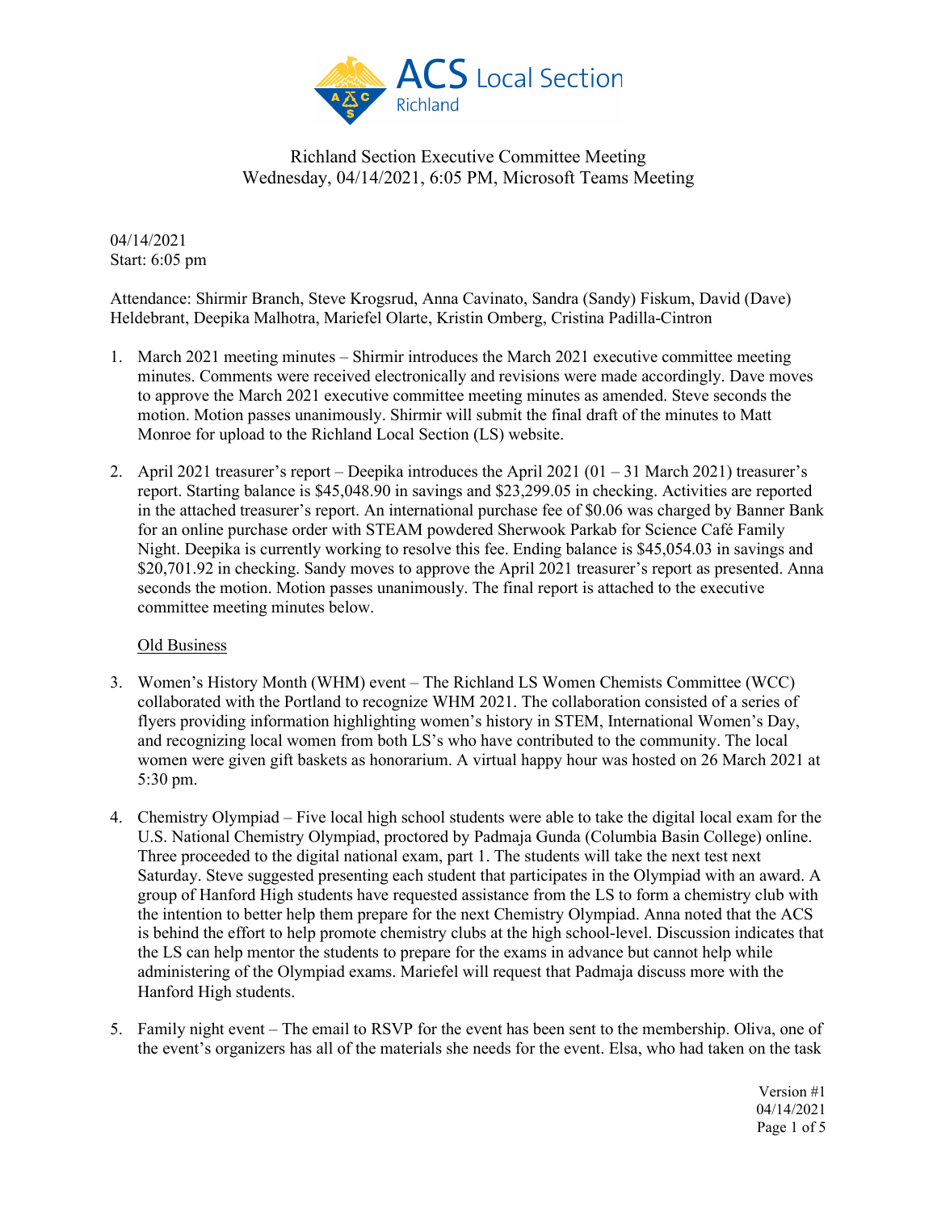# Richland Section Executive Committee Meeting
Wednesday, 04/14/2021, 6:05 PM, Microsoft Teams Meeting

04/14/2021
Start: 6:05 pm

Attendance: Shirmir Branch, Steve Krogsrud, Anna Cavinato, Sandra (Sandy) Fiskum, David (Dave) Heldebrant, Deepika Malhotra, Mariefel Olarte, Kristin Omberg, Cristina Padilla-Cintron

1. March 2021 meeting minutes – Shirmir introduces the March 2021 executive committee meeting minutes. Comments were received electronically and revisions were made accordingly. Dave moves to approve the March 2021 executive committee meeting minutes as amended. Steve seconds the motion. Motion passes unanimously. Shirmir will submit the final draft of the minutes to Matt Monroe for upload to the Richland Local Section (LS) website.

2. April 2021 treasurer's report – Deepika introduces the April 2021 (01 – 31 March 2021) treasurer's report. Starting balance is $45,048.90 in savings and $23,299.05 in checking. Activities are reported in the attached treasurer's report. An international purchase fee of $0.06 was charged by Banner Bank for an online purchase order with STEAM powdered Sherwook Parkab for Science Café Family Night. Deepika is currently working to resolve this fee. Ending balance is $45,054.03 in savings and $20,701.92 in checking. Sandy moves to approve the April 2021 treasurer's report as presented. Anna seconds the motion. Motion passes unanimously. The final report is attached to the executive committee meeting minutes below.

<u>Old Business</u>

3. Women's History Month (WHM) event – The Richland LS Women Chemists Committee (WCC) collaborated with the Portland to recognize WHM 2021. The collaboration consisted of a series of flyers providing information highlighting women's history in STEM, International Women's Day, and recognizing local women from both LS's who have contributed to the community. The local women were given gift baskets as honorarium. A virtual happy hour was hosted on 26 March 2021 at 5:30 pm.

4. Chemistry Olympiad – Five local high school students were able to take the digital local exam for the U.S. National Chemistry Olympiad, proctored by Padmaja Gunda (Columbia Basin College) online. Three proceeded to the digital national exam, part 1. The students will take the next test next Saturday. Steve suggested presenting each student that participates in the Olympiad with an award. A group of Hanford High students have requested assistance from the LS to form a chemistry club with the intention to better help them prepare for the next Chemistry Olympiad. Anna noted that the ACS is behind the effort to help promote chemistry clubs at the high school-level. Discussion indicates that the LS can help mentor the students to prepare for the exams in advance but cannot help while administering of the Olympiad exams. Mariefel will request that Padmaja discuss more with the Hanford High students.

5. Family night event – The email to RSVP for the event has been sent to the membership. Oliva, one of the event's organizers has all of the materials she needs for the event. Elsa, who had taken on the task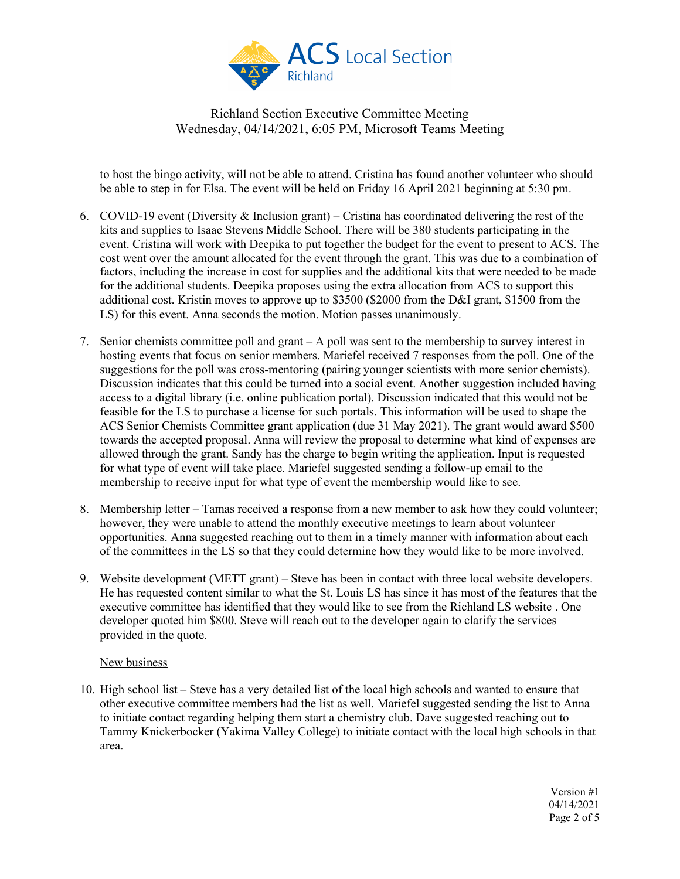to host the bingo activity, will not be able to attend. Cristina has found another volunteer who should be able to step in for Elsa. The event will be held on Friday 16 April 2021 beginning at 5:30 pm.

6. COVID-19 event (Diversity & Inclusion grant) – Cristina has coordinated delivering the rest of the kits and supplies to Isaac Stevens Middle School. There will be 380 students participating in the event. Cristina will work with Deepika to put together the budget for the event to present to ACS. The cost went over the amount allocated for the event through the grant. This was due to a combination of factors, including the increase in cost for supplies and the additional kits that were needed to be made for the additional students. Deepika proposes using the extra allocation from ACS to support this additional cost. Kristin moves to approve up to $3500 ($2000 from the D&I grant, $1500 from the LS) for this event. Anna seconds the motion. Motion passes unanimously.

7. Senior chemists committee poll and grant – A poll was sent to the membership to survey interest in hosting events that focus on senior members. Mariefel received 7 responses from the poll. One of the suggestions for the poll was cross-mentoring (pairing younger scientists with more senior chemists). Discussion indicates that this could be turned into a social event. Another suggestion included having access to a digital library (i.e. online publication portal). Discussion indicated that this would not be feasible for the LS to purchase a license for such portals. This information will be used to shape the ACS Senior Chemists Committee grant application (due 31 May 2021). The grant would award $500 towards the accepted proposal. Anna will review the proposal to determine what kind of expenses are allowed through the grant. Sandy has the charge to begin writing the application. Input is requested for what type of event will take place. Mariefel suggested sending a follow-up email to the membership to receive input for what type of event the membership would like to see.

8. Membership letter – Tamas received a response from a new member to ask how they could volunteer; however, they were unable to attend the monthly executive meetings to learn about volunteer opportunities. Anna suggested reaching out to them in a timely manner with information about each of the committees in the LS so that they could determine how they would like to be more involved.

9. Website development (METT grant) – Steve has been in contact with three local website developers. He has requested content similar to what the St. Louis LS has since it has most of the features that the executive committee has identified that they would like to see from the Richland LS website . One developer quoted him $800. Steve will reach out to the developer again to clarify the services provided in the quote.

<u>New business</u>

10. High school list – Steve has a very detailed list of the local high schools and wanted to ensure that other executive committee members had the list as well. Mariefel suggested sending the list to Anna to initiate contact regarding helping them start a chemistry club. Dave suggested reaching out to Tammy Knickerbocker (Yakima Valley College) to initiate contact with the local high schools in that area.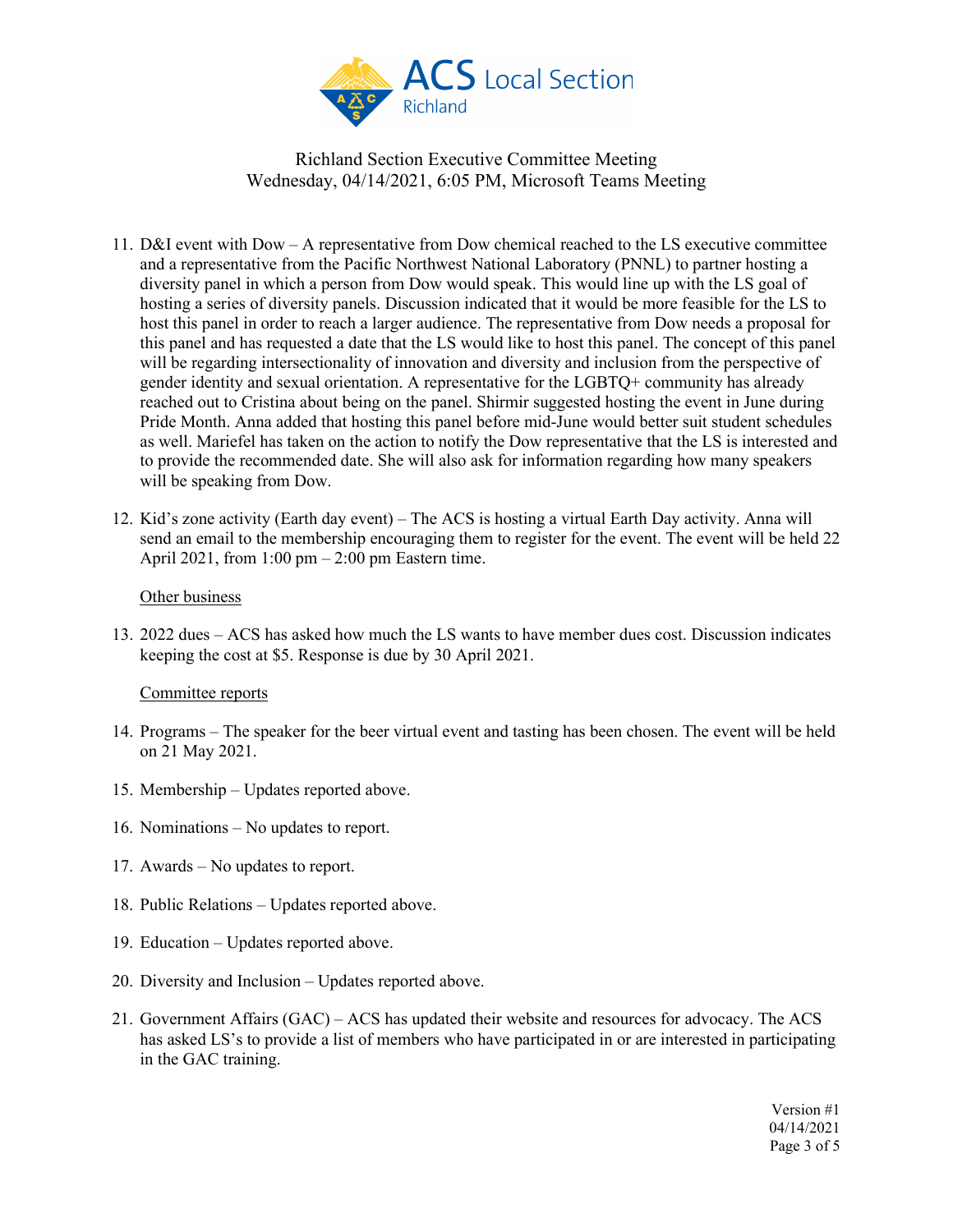Richland Section Executive Committee Meeting
Wednesday, 04/14/2021, 6:05 PM, Microsoft Teams Meeting

11. D&I event with Dow – A representative from Dow chemical reached to the LS executive committee and a representative from the Pacific Northwest National Laboratory (PNNL) to partner hosting a diversity panel in which a person from Dow would speak. This would line up with the LS goal of hosting a series of diversity panels. Discussion indicated that it would be more feasible for the LS to host this panel in order to reach a larger audience. The representative from Dow needs a proposal for this panel and has requested a date that the LS would like to host this panel. The concept of this panel will be regarding intersectionality of innovation and diversity and inclusion from the perspective of gender identity and sexual orientation. A representative for the LGBTQ+ community has already reached out to Cristina about being on the panel. Shirmir suggested hosting the event in June during Pride Month. Anna added that hosting this panel before mid-June would better suit student schedules as well. Mariefel has taken on the action to notify the Dow representative that the LS is interested and to provide the recommended date. She will also ask for information regarding how many speakers will be speaking from Dow.

12. Kid's zone activity (Earth day event) – The ACS is hosting a virtual Earth Day activity. Anna will send an email to the membership encouraging them to register for the event. The event will be held 22 April 2021, from 1:00 pm – 2:00 pm Eastern time.

<u>Other business</u>

13. 2022 dues – ACS has asked how much the LS wants to have member dues cost. Discussion indicates keeping the cost at $5. Response is due by 30 April 2021.

<u>Committee reports</u>

14. Programs – The speaker for the beer virtual event and tasting has been chosen. The event will be held on 21 May 2021.

15. Membership – Updates reported above.

16. Nominations – No updates to report.

17. Awards – No updates to report.

18. Public Relations – Updates reported above.

19. Education – Updates reported above.

20. Diversity and Inclusion – Updates reported above.

21. Government Affairs (GAC) – ACS has updated their website and resources for advocacy. The ACS has asked LS's to provide a list of members who have participated in or are interested in participating in the GAC training.

Version #1
04/14/2021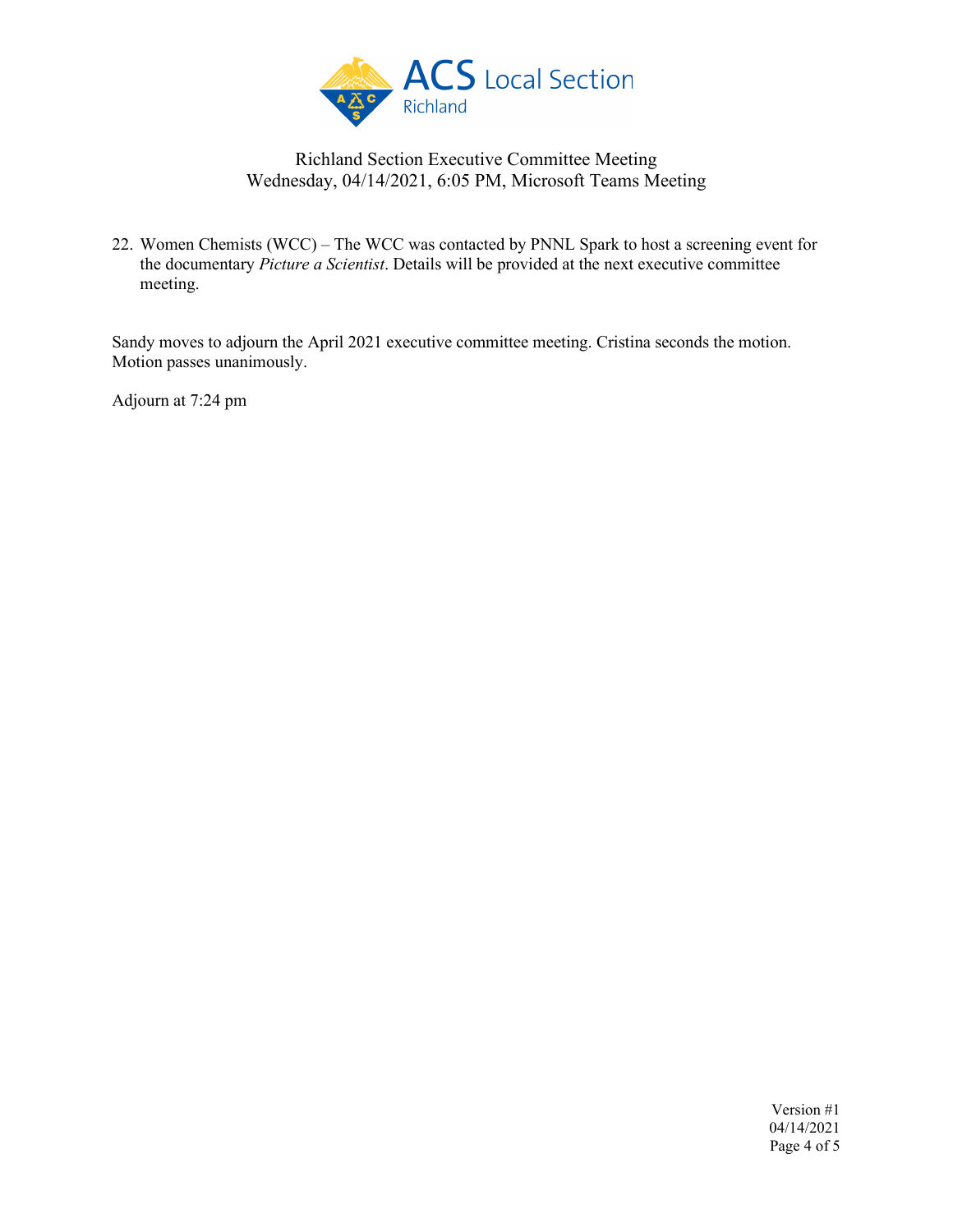22. Women Chemists (WCC) – The WCC was contacted by PNNL Spark to host a screening event for the documentary *Picture a Scientist*. Details will be provided at the next executive committee meeting.

Sandy moves to adjourn the April 2021 executive committee meeting. Cristina seconds the motion. Motion passes unanimously.

Adjourn at 7:24 pm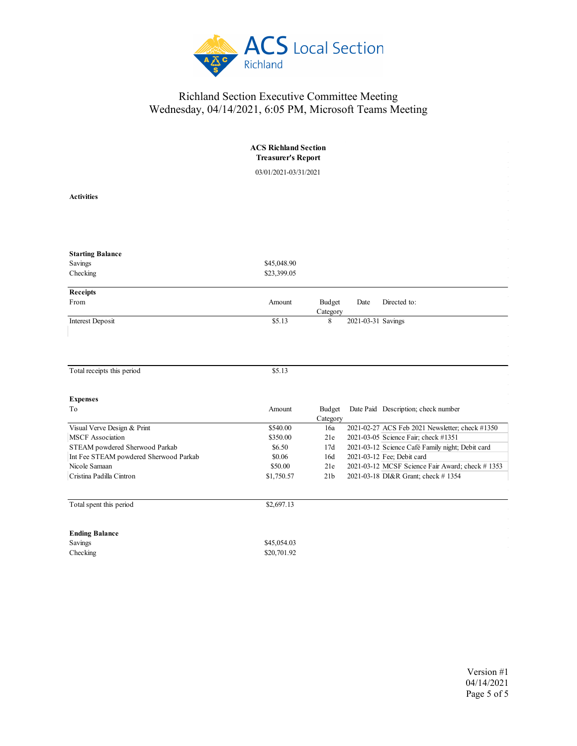ACS Local Section Richland

# Richland Section Executive Committee Meeting
Wednesday, 04/14/2021, 6:05 PM, Microsoft Teams Meeting

## ACS Richland Section
## Treasurer's Report

03/01/2021-03/31/2021

**Activities**

**Starting Balance**

| | |
|---|---|
| Savings | $45,048.90 |
| Checking | $23,399.05 |

**Receipts**

| From | Amount | Budget Category | Date | Directed to: |
|---|---|---|---|---|
| Interest Deposit | $5.13 | 8 | 2021-03-31 | Savings |
| Total receipts this period | $5.13 | | | |

**Expenses**

| To | Amount | Budget Category | Date Paid | Description; check number |
|---|---|---|---|---|
| Visual Verve Design & Print | $540.00 | 16a | 2021-02-27 | ACS Feb 2021 Newsletter; check #1350 |
| MSCF Association | $350.00 | 21e | 2021-03-05 | Science Fair; check #1351 |
| STEAM powdered Sherwood Parkab | $6.50 | 17d | 2021-03-12 | Science Café Family night; Debit card |
| Int Fee STEAM powdered Sherwood Parkab | $0.06 | 16d | 2021-03-12 | Fee; Debit card |
| Nicole Samaan | $50.00 | 21e | 2021-03-12 | MCSF Science Fair Award; check # 1353 |
| Cristina Padilla Cintron | $1,750.57 | 21b | 2021-03-18 | DI&R Grant; check # 1354 |
| Total spent this period | $2,697.13 | | | |

**Ending Balance**

| | |
|---|---|
| Savings | $45,054.03 |
| Checking | $20,701.92 |

Version #1
04/14/2021